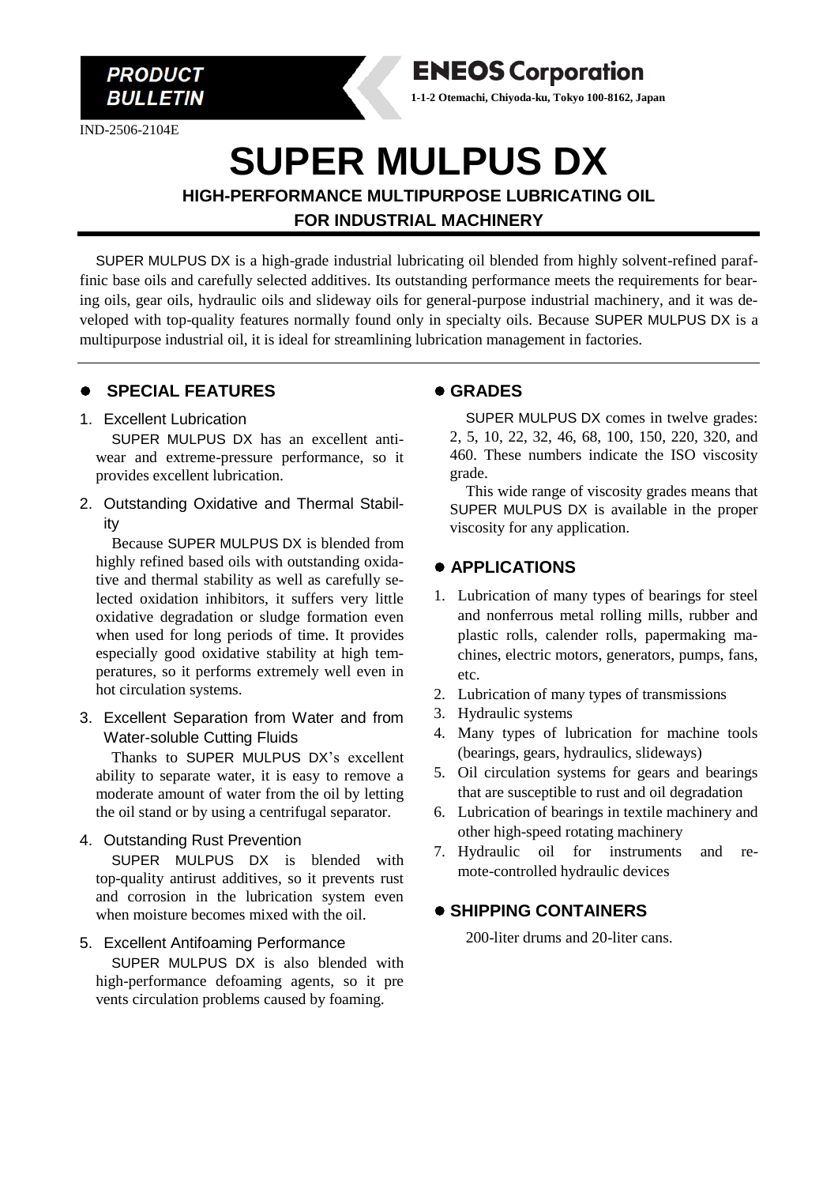**PRODUCT BULLETIN**

**ENEOS Corporation**

1-1-2 Otemachi, Chiyoda-ku, Tokyo 100-8162, Japan

IND-2506-2104E

# SUPER MULPUS DX

## HIGH-PERFORMANCE MULTIPURPOSE LUBRICATING OIL FOR INDUSTRIAL MACHINERY

SUPER MULPUS DX is a high-grade industrial lubricating oil blended from highly solvent-refined paraffinic base oils and carefully selected additives. Its outstanding performance meets the requirements for bearing oils, gear oils, hydraulic oils and slideway oils for general-purpose industrial machinery, and it was developed with top-quality features normally found only in specialty oils. Because SUPER MULPUS DX is a multipurpose industrial oil, it is ideal for streamlining lubrication management in factories.

## SPECIAL FEATURES

1. Excellent Lubrication

   SUPER MULPUS DX has an excellent antiwear and extreme-pressure performance, so it provides excellent lubrication.

2. Outstanding Oxidative and Thermal Stability

   Because SUPER MULPUS DX is blended from highly refined based oils with outstanding oxidative and thermal stability as well as carefully selected oxidation inhibitors, it suffers very little oxidative degradation or sludge formation even when used for long periods of time. It provides especially good oxidative stability at high temperatures, so it performs extremely well even in hot circulation systems.

3. Excellent Separation from Water and from Water-soluble Cutting Fluids

   Thanks to SUPER MULPUS DX's excellent ability to separate water, it is easy to remove a moderate amount of water from the oil by letting the oil stand or by using a centrifugal separator.

4. Outstanding Rust Prevention

   SUPER MULPUS DX is blended with top-quality antirust additives, so it prevents rust and corrosion in the lubrication system even when moisture becomes mixed with the oil.

5. Excellent Antifoaming Performance

   SUPER MULPUS DX is also blended with high-performance defoaming agents, so it prevents circulation problems caused by foaming.

## GRADES

SUPER MULPUS DX comes in twelve grades: 2, 5, 10, 22, 32, 46, 68, 100, 150, 220, 320, and 460. These numbers indicate the ISO viscosity grade.

This wide range of viscosity grades means that SUPER MULPUS DX is available in the proper viscosity for any application.

## APPLICATIONS

1. Lubrication of many types of bearings for steel and nonferrous metal rolling mills, rubber and plastic rolls, calender rolls, papermaking machines, electric motors, generators, pumps, fans, etc.
2. Lubrication of many types of transmissions
3. Hydraulic systems
4. Many types of lubrication for machine tools (bearings, gears, hydraulics, slideways)
5. Oil circulation systems for gears and bearings that are susceptible to rust and oil degradation
6. Lubrication of bearings in textile machinery and other high-speed rotating machinery
7. Hydraulic oil for instruments and remote-controlled hydraulic devices

## SHIPPING CONTAINERS

200-liter drums and 20-liter cans.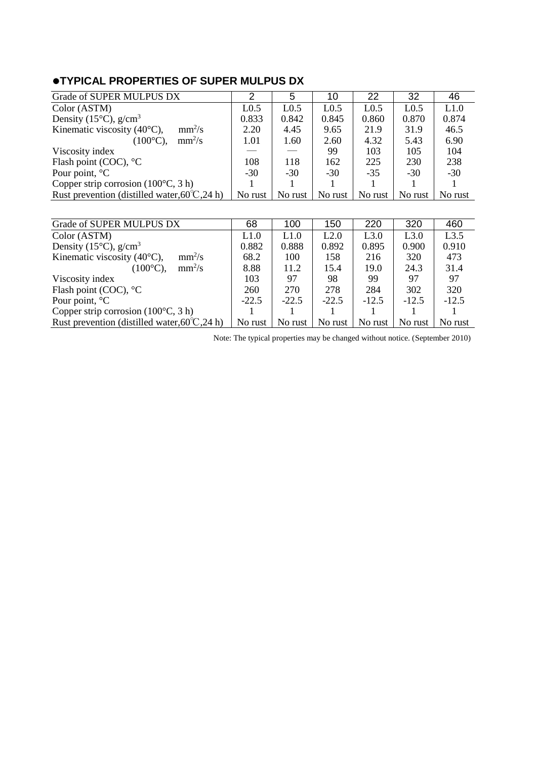## ●TYPICAL PROPERTIES OF SUPER MULPUS DX

| Grade of SUPER MULPUS DX | 2 | 5 | 10 | 22 | 32 | 46 |
|---|---|---|---|---|---|---|
| Color (ASTM) | L0.5 | L0.5 | L0.5 | L0.5 | L0.5 | L1.0 |
| Density (15°C), $g/cm^3$ | 0.833 | 0.842 | 0.845 | 0.860 | 0.870 | 0.874 |
| Kinematic viscosity (40°C), $mm^2/s$ | 2.20 | 4.45 | 9.65 | 21.9 | 31.9 | 46.5 |
| (100°C), $mm^2/s$ | 1.01 | 1.60 | 2.60 | 4.32 | 5.43 | 6.90 |
| Viscosity index | — | — | 99 | 103 | 105 | 104 |
| Flash point (COC), °C | 108 | 118 | 162 | 225 | 230 | 238 |
| Pour point, °C | -30 | -30 | -30 | -35 | -30 | -30 |
| Copper strip corrosion (100°C, 3 h) | 1 | 1 | 1 | 1 | 1 | 1 |
| Rust prevention (distilled water,60℃,24 h) | No rust | No rust | No rust | No rust | No rust | No rust |

| Grade of SUPER MULPUS DX | 68 | 100 | 150 | 220 | 320 | 460 |
|---|---|---|---|---|---|---|
| Color (ASTM) | L1.0 | L1.0 | L2.0 | L3.0 | L3.0 | L3.5 |
| Density (15°C), $g/cm^3$ | 0.882 | 0.888 | 0.892 | 0.895 | 0.900 | 0.910 |
| Kinematic viscosity (40°C), $mm^2/s$ | 68.2 | 100 | 158 | 216 | 320 | 473 |
| (100°C), $mm^2/s$ | 8.88 | 11.2 | 15.4 | 19.0 | 24.3 | 31.4 |
| Viscosity index | 103 | 97 | 98 | 99 | 97 | 97 |
| Flash point (COC), °C | 260 | 270 | 278 | 284 | 302 | 320 |
| Pour point, °C | -22.5 | -22.5 | -22.5 | -12.5 | -12.5 | -12.5 |
| Copper strip corrosion (100°C, 3 h) | 1 | 1 | 1 | 1 | 1 | 1 |
| Rust prevention (distilled water,60℃,24 h) | No rust | No rust | No rust | No rust | No rust | No rust |

Note: The typical properties may be changed without notice. (September 2010)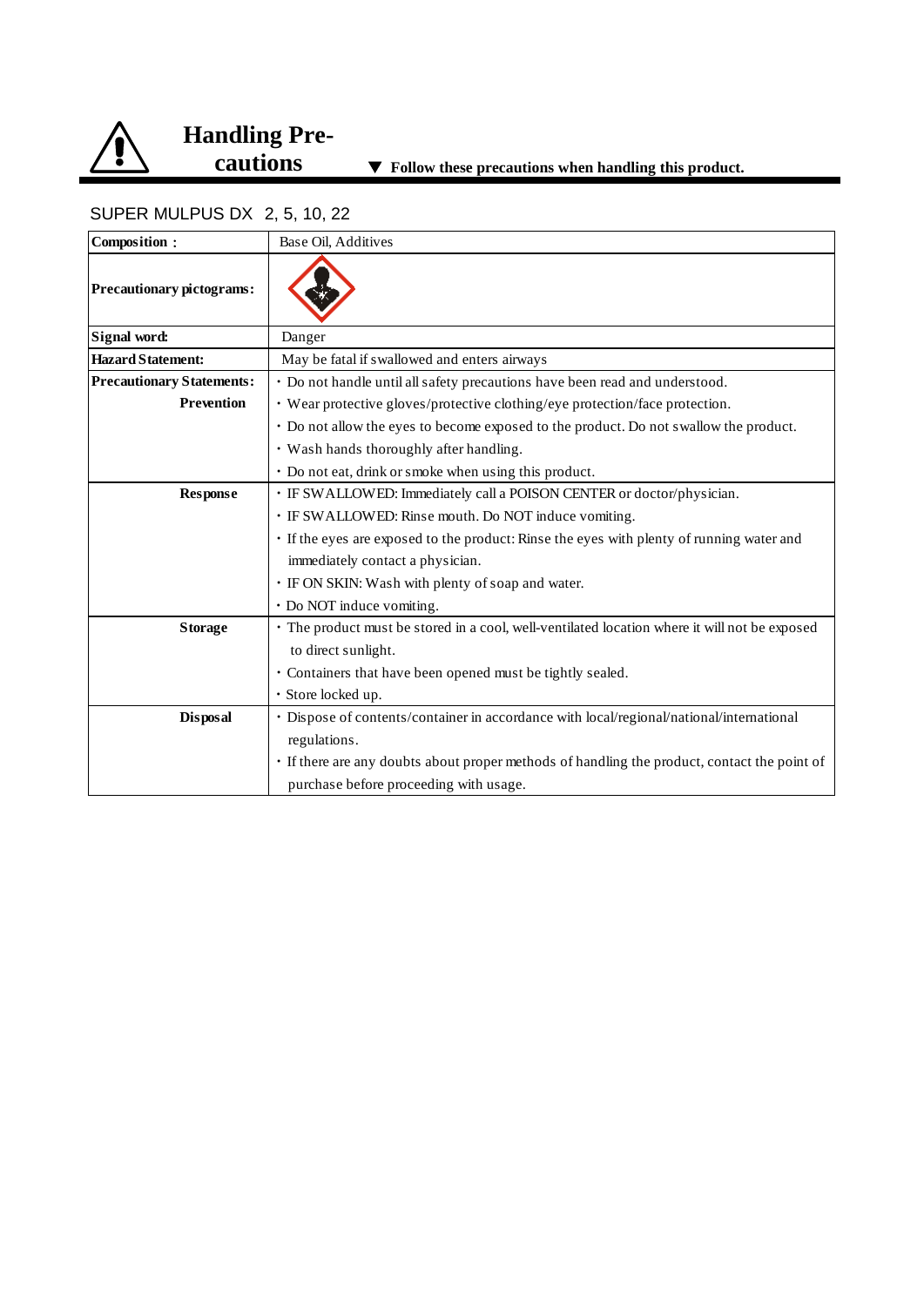# Handling Precautions

▼ **Follow these precautions when handling this product.**

SUPER MULPUS DX 2, 5, 10, 22

| **Composition：** | Base Oil, Additives |
|---|---|
| **Precautionary pictograms:** | |
| **Signal word:** | Danger |
| **Hazard Statement:** | May be fatal if swallowed and enters airways |
| **Precautionary Statements:** **Prevention** | ・Do not handle until all safety precautions have been read and understood.<br>・Wear protective gloves/protective clothing/eye protection/face protection.<br>・Do not allow the eyes to become exposed to the product. Do not swallow the product.<br>・Wash hands thoroughly after handling.<br>・Do not eat, drink or smoke when using this product. |
| **Response** | ・IF SWALLOWED: Immediately call a POISON CENTER or doctor/physician.<br>・IF SWALLOWED: Rinse mouth. Do NOT induce vomiting.<br>・If the eyes are exposed to the product: Rinse the eyes with plenty of running water and immediately contact a physician.<br>・IF ON SKIN: Wash with plenty of soap and water.<br>・Do NOT induce vomiting. |
| **Storage** | ・The product must be stored in a cool, well-ventilated location where it will not be exposed to direct sunlight.<br>・Containers that have been opened must be tightly sealed.<br>・Store locked up. |
| **Disposal** | ・Dispose of contents/container in accordance with local/regional/national/international regulations.<br>・If there are any doubts about proper methods of handling the product, contact the point of purchase before proceeding with usage. |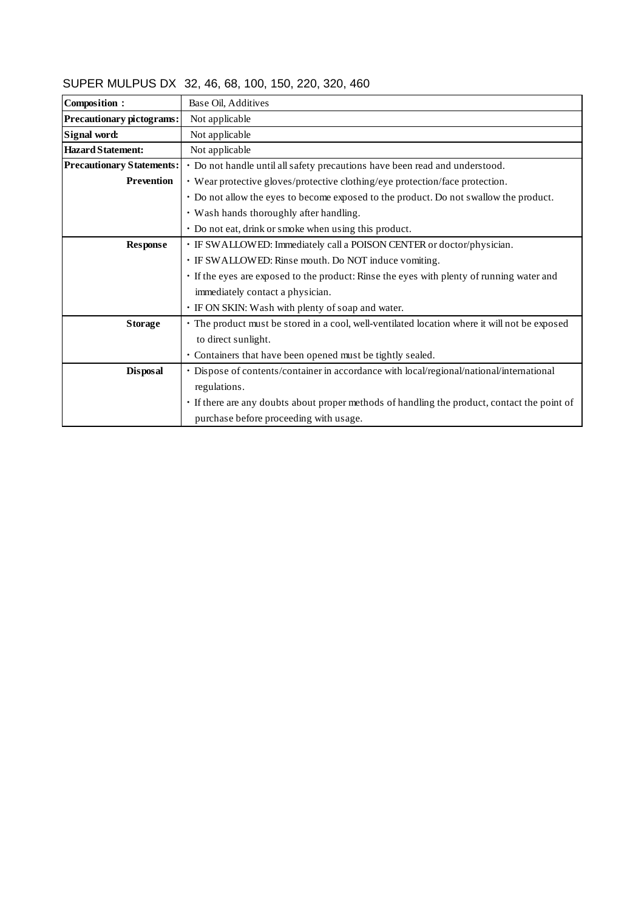SUPER MULPUS DX 32, 46, 68, 100, 150, 220, 320, 460

| | |
|---|---|
| **Composition :** | Base Oil, Additives |
| **Precautionary pictograms:** | Not applicable |
| **Signal word:** | Not applicable |
| **Hazard Statement:** | Not applicable |
| **Precautionary Statements:** | ・Do not handle until all safety precautions have been read and understood. |
| **Prevention** | ・Wear protective gloves/protective clothing/eye protection/face protection. |
| | ・Do not allow the eyes to become exposed to the product. Do not swallow the product. |
| | ・Wash hands thoroughly after handling. |
| | ・Do not eat, drink or smoke when using this product. |
| **Response** | ・IF SWALLOWED: Immediately call a POISON CENTER or doctor/physician. |
| | ・IF SWALLOWED: Rinse mouth. Do NOT induce vomiting. |
| | ・If the eyes are exposed to the product: Rinse the eyes with plenty of running water and immediately contact a physician. |
| | ・IF ON SKIN: Wash with plenty of soap and water. |
| **Storage** | ・The product must be stored in a cool, well-ventilated location where it will not be exposed to direct sunlight. |
| | ・Containers that have been opened must be tightly sealed. |
| **Disposal** | ・Dispose of contents/container in accordance with local/regional/national/international regulations. |
| | ・If there are any doubts about proper methods of handling the product, contact the point of purchase before proceeding with usage. |